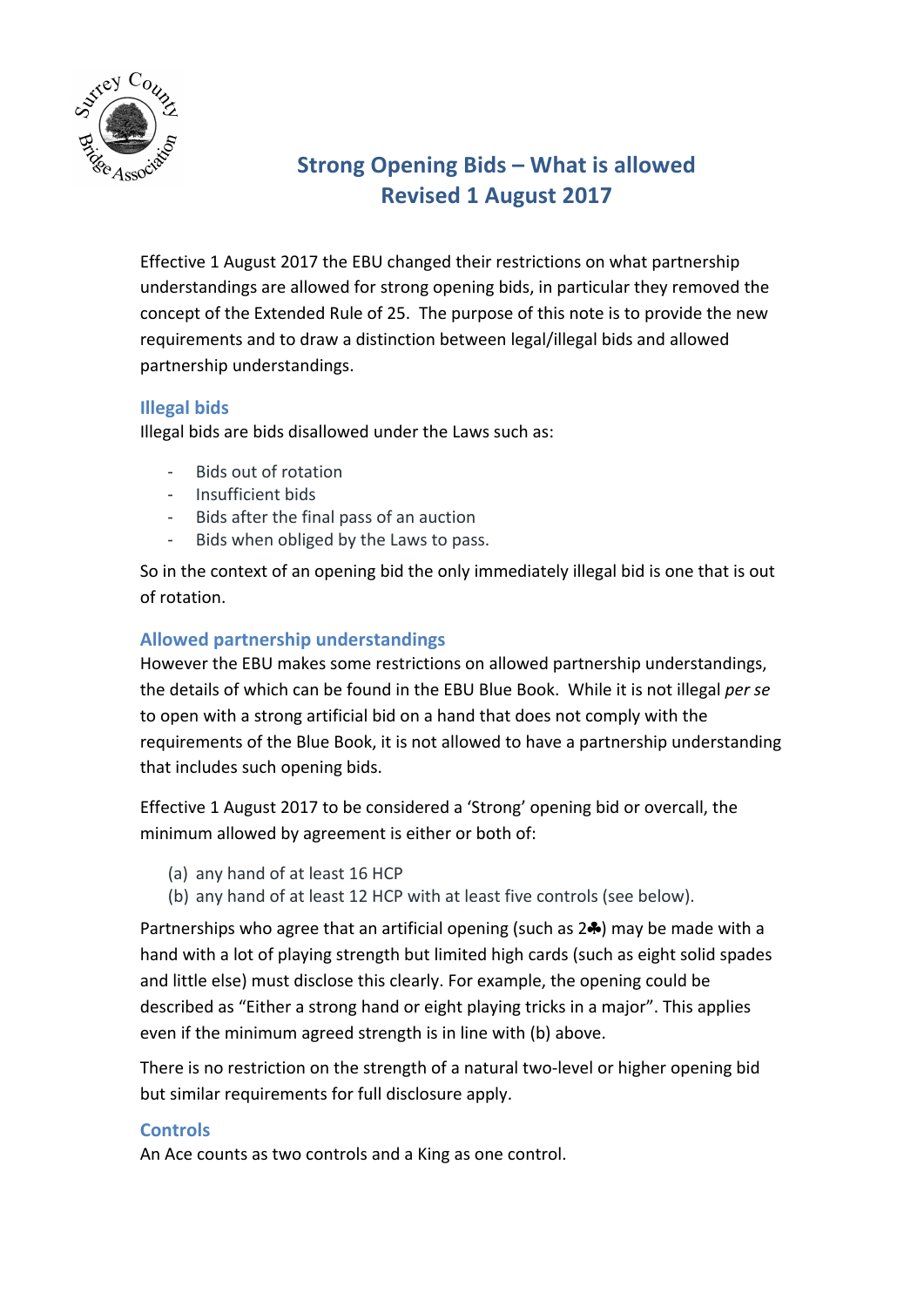# Strong Opening Bids – What is allowed
## Revised 1 August 2017

Effective 1 August 2017 the EBU changed their restrictions on what partnership understandings are allowed for strong opening bids, in particular they removed the concept of the Extended Rule of 25. The purpose of this note is to provide the new requirements and to draw a distinction between legal/illegal bids and allowed partnership understandings.

### Illegal bids

Illegal bids are bids disallowed under the Laws such as:

- Bids out of rotation
- Insufficient bids
- Bids after the final pass of an auction
- Bids when obliged by the Laws to pass.

So in the context of an opening bid the only immediately illegal bid is one that is out of rotation.

### Allowed partnership understandings

However the EBU makes some restrictions on allowed partnership understandings, the details of which can be found in the EBU Blue Book. While it is not illegal *per se* to open with a strong artificial bid on a hand that does not comply with the requirements of the Blue Book, it is not allowed to have a partnership understanding that includes such opening bids.

Effective 1 August 2017 to be considered a 'Strong' opening bid or overcall, the minimum allowed by agreement is either or both of:

(a) any hand of at least 16 HCP
(b) any hand of at least 12 HCP with at least five controls (see below).

Partnerships who agree that an artificial opening (such as 2♣) may be made with a hand with a lot of playing strength but limited high cards (such as eight solid spades and little else) must disclose this clearly. For example, the opening could be described as "Either a strong hand or eight playing tricks in a major". This applies even if the minimum agreed strength is in line with (b) above.

There is no restriction on the strength of a natural two-level or higher opening bid but similar requirements for full disclosure apply.

### Controls

An Ace counts as two controls and a King as one control.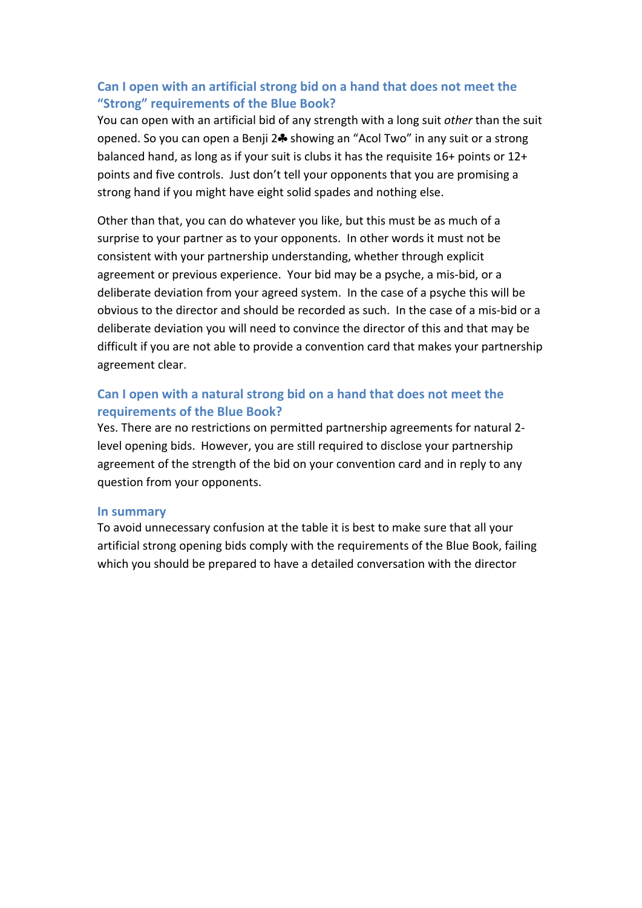### Can I open with an artificial strong bid on a hand that does not meet the "Strong" requirements of the Blue Book?

You can open with an artificial bid of any strength with a long suit *other* than the suit opened. So you can open a Benji 2♣ showing an "Acol Two" in any suit or a strong balanced hand, as long as if your suit is clubs it has the requisite 16+ points or 12+ points and five controls. Just don't tell your opponents that you are promising a strong hand if you might have eight solid spades and nothing else.

Other than that, you can do whatever you like, but this must be as much of a surprise to your partner as to your opponents. In other words it must not be consistent with your partnership understanding, whether through explicit agreement or previous experience. Your bid may be a psyche, a mis-bid, or a deliberate deviation from your agreed system. In the case of a psyche this will be obvious to the director and should be recorded as such. In the case of a mis-bid or a deliberate deviation you will need to convince the director of this and that may be difficult if you are not able to provide a convention card that makes your partnership agreement clear.

### Can I open with a natural strong bid on a hand that does not meet the requirements of the Blue Book?

Yes. There are no restrictions on permitted partnership agreements for natural 2-level opening bids. However, you are still required to disclose your partnership agreement of the strength of the bid on your convention card and in reply to any question from your opponents.

### In summary

To avoid unnecessary confusion at the table it is best to make sure that all your artificial strong opening bids comply with the requirements of the Blue Book, failing which you should be prepared to have a detailed conversation with the director